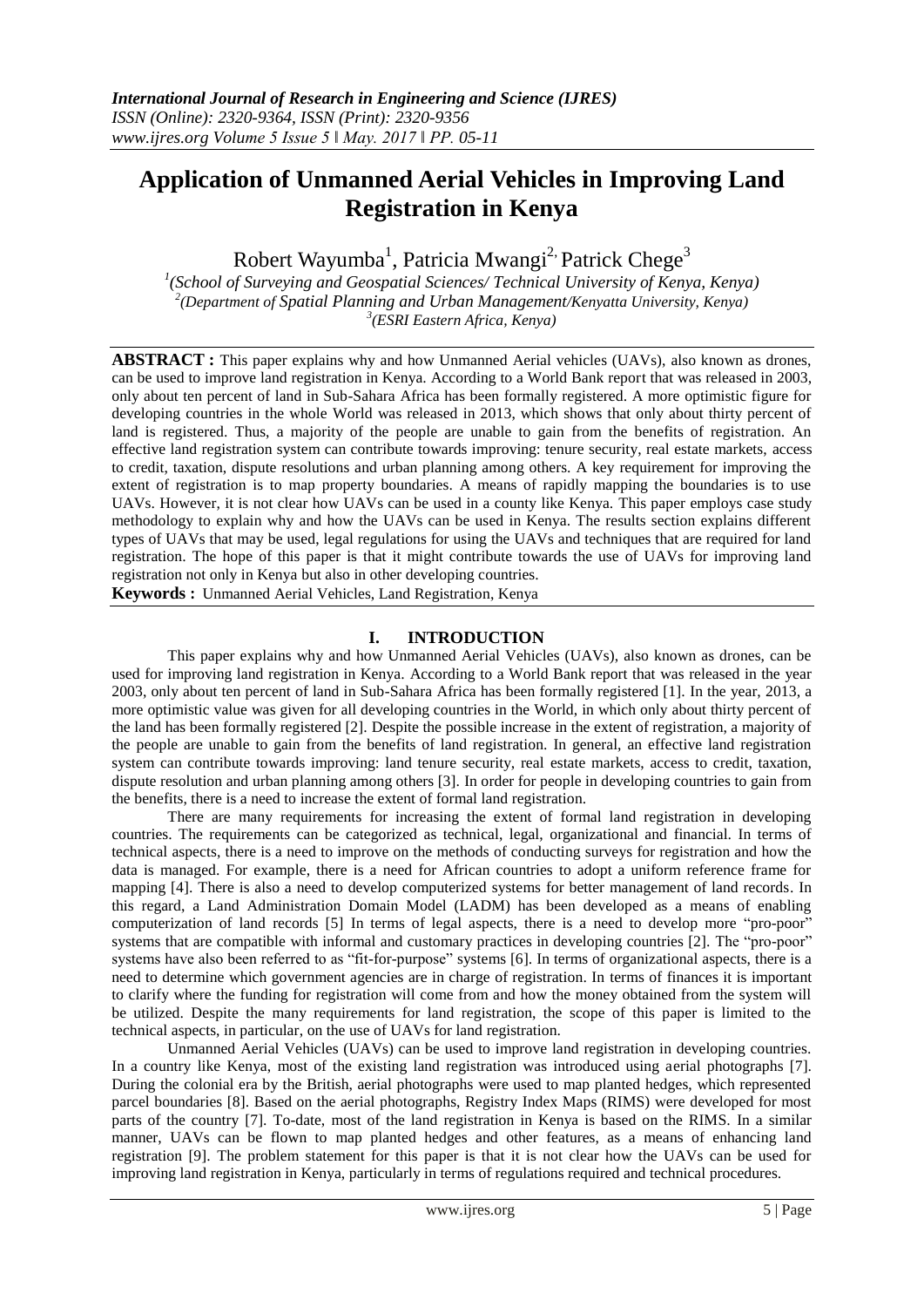# Application of Unmanned Aerial Vehicles in Improving Land Registration in Kenya

Robert Wayumba[1], Patricia Mwangi[2], Patrick Chege[3]

[1](School of Surveying and Geospatial Sciences/ Technical University of Kenya, Kenya)
[2](Department of Spatial Planning and Urban Management/Kenyatta University, Kenya)
[3](ESRI Eastern Africa, Kenya)

**ABSTRACT :** This paper explains why and how Unmanned Aerial vehicles (UAVs), also known as drones, can be used to improve land registration in Kenya. According to a World Bank report that was released in 2003, only about ten percent of land in Sub-Sahara Africa has been formally registered. A more optimistic figure for developing countries in the whole World was released in 2013, which shows that only about thirty percent of land is registered. Thus, a majority of the people are unable to gain from the benefits of registration. An effective land registration system can contribute towards improving: tenure security, real estate markets, access to credit, taxation, dispute resolutions and urban planning among others. A key requirement for improving the extent of registration is to map property boundaries. A means of rapidly mapping the boundaries is to use UAVs. However, it is not clear how UAVs can be used in a county like Kenya. This paper employs case study methodology to explain why and how the UAVs can be used in Kenya. The results section explains different types of UAVs that may be used, legal regulations for using the UAVs and techniques that are required for land registration. The hope of this paper is that it might contribute towards the use of UAVs for improving land registration not only in Kenya but also in other developing countries.

**Keywords :** Unmanned Aerial Vehicles, Land Registration, Kenya

## I. INTRODUCTION

This paper explains why and how Unmanned Aerial Vehicles (UAVs), also known as drones, can be used for improving land registration in Kenya. According to a World Bank report that was released in the year 2003, only about ten percent of land in Sub-Sahara Africa has been formally registered [1]. In the year, 2013, a more optimistic value was given for all developing countries in the World, in which only about thirty percent of the land has been formally registered [2]. Despite the possible increase in the extent of registration, a majority of the people are unable to gain from the benefits of land registration. In general, an effective land registration system can contribute towards improving: land tenure security, real estate markets, access to credit, taxation, dispute resolution and urban planning among others [3]. In order for people in developing countries to gain from the benefits, there is a need to increase the extent of formal land registration.

There are many requirements for increasing the extent of formal land registration in developing countries. The requirements can be categorized as technical, legal, organizational and financial. In terms of technical aspects, there is a need to improve on the methods of conducting surveys for registration and how the data is managed. For example, there is a need for African countries to adopt a uniform reference frame for mapping [4]. There is also a need to develop computerized systems for better management of land records. In this regard, a Land Administration Domain Model (LADM) has been developed as a means of enabling computerization of land records [5] In terms of legal aspects, there is a need to develop more "pro-poor" systems that are compatible with informal and customary practices in developing countries [2]. The "pro-poor" systems have also been referred to as "fit-for-purpose" systems [6]. In terms of organizational aspects, there is a need to determine which government agencies are in charge of registration. In terms of finances it is important to clarify where the funding for registration will come from and how the money obtained from the system will be utilized. Despite the many requirements for land registration, the scope of this paper is limited to the technical aspects, in particular, on the use of UAVs for land registration.

Unmanned Aerial Vehicles (UAVs) can be used to improve land registration in developing countries. In a country like Kenya, most of the existing land registration was introduced using aerial photographs [7]. During the colonial era by the British, aerial photographs were used to map planted hedges, which represented parcel boundaries [8]. Based on the aerial photographs, Registry Index Maps (RIMS) were developed for most parts of the country [7]. To-date, most of the land registration in Kenya is based on the RIMS. In a similar manner, UAVs can be flown to map planted hedges and other features, as a means of enhancing land registration [9]. The problem statement for this paper is that it is not clear how the UAVs can be used for improving land registration in Kenya, particularly in terms of regulations required and technical procedures.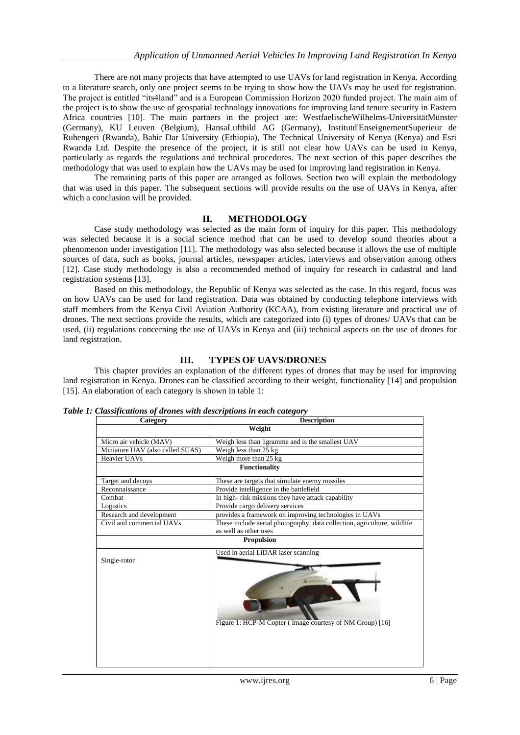There are not many projects that have attempted to use UAVs for land registration in Kenya. According to a literature search, only one project seems to be trying to show how the UAVs may be used for registration. The project is entitled "its4land" and is a European Commission Horizon 2020 funded project. The main aim of the project is to show the use of geospatial technology innovations for improving land tenure security in Eastern Africa countries [10]. The main partners in the project are: WestfaelischeWilhelms-UniversitätMünster (Germany), KU Leuven (Belgium), HansaLuftbild AG (Germany), Institutd'EnseignementSuperieur de Ruhengeri (Rwanda), Bahir Dar University (Ethiopia), The Technical University of Kenya (Kenya) and Esri Rwanda Ltd. Despite the presence of the project, it is still not clear how UAVs can be used in Kenya, particularly as regards the regulations and technical procedures. The next section of this paper describes the methodology that was used to explain how the UAVs may be used for improving land registration in Kenya.

The remaining parts of this paper are arranged as follows. Section two will explain the methodology that was used in this paper. The subsequent sections will provide results on the use of UAVs in Kenya, after which a conclusion will be provided.

## II. METHODOLOGY

Case study methodology was selected as the main form of inquiry for this paper. This methodology was selected because it is a social science method that can be used to develop sound theories about a phenomenon under investigation [11]. The methodology was also selected because it allows the use of multiple sources of data, such as books, journal articles, newspaper articles, interviews and observation among others [12]. Case study methodology is also a recommended method of inquiry for research in cadastral and land registration systems [13].

Based on this methodology, the Republic of Kenya was selected as the case. In this regard, focus was on how UAVs can be used for land registration. Data was obtained by conducting telephone interviews with staff members from the Kenya Civil Aviation Authority (KCAA), from existing literature and practical use of drones. The next sections provide the results, which are categorized into (i) types of drones/ UAVs that can be used, (ii) regulations concerning the use of UAVs in Kenya and (iii) technical aspects on the use of drones for land registration.

## III. TYPES OF UAVS/DRONES

This chapter provides an explanation of the different types of drones that may be used for improving land registration in Kenya. Drones can be classified according to their weight, functionality [14] and propulsion [15]. An elaboration of each category is shown in table 1:

***Table 1: Classifications of drones with descriptions in each category***

| Category | Description |
|---|---|
| **Weight** | |
| Micro air vehicle (MAV) | Weigh less than 1gramme and is the smallest UAV |
| Miniature UAV (also called SUAS) | Weigh less than 25 kg |
| Heavier UAVs | Weigh more than 25 kg |
| **Functionality** | |
| Target and decoys | These are targets that simulate enemy missiles |
| Reconnaissance | Provide intelligence in the battlefield |
| Combat | In high- risk missions they have attack capability |
| Logistics | Provide cargo delivery services |
| Research and development | provides a framework on improving technologies in UAVs |
| Civil and commercial UAVs | These include aerial photography, data collection, agriculture, wildlife as well as other uses |
| **Propulsion** | |
| Single-rotor | Used in aerial LiDAR laser scanning<br>Figure 1: HCP-M Copter ( Image courtesy of NM Group) [16] |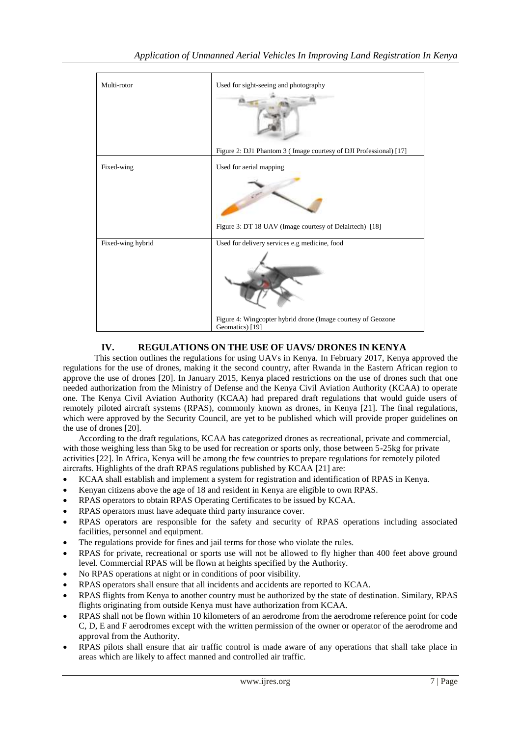| Multi-rotor | Used for sight-seeing and photography<br><br>Figure 2: DJ1 Phantom 3 ( Image courtesy of DJI Professional) [17] |
| --- | --- |
| Fixed-wing | Used for aerial mapping<br><br>Figure 3: DT 18 UAV (Image courtesy of Delairtech) [18] |
| Fixed-wing hybrid | Used for delivery services e.g medicine, food<br><br>Figure 4: Wingcopter hybrid drone (Image courtesy of Geozone Geomatics) [19] |

## IV. REGULATIONS ON THE USE OF UAVS/ DRONES IN KENYA

This section outlines the regulations for using UAVs in Kenya. In February 2017, Kenya approved the regulations for the use of drones, making it the second country, after Rwanda in the Eastern African region to approve the use of drones [20]. In January 2015, Kenya placed restrictions on the use of drones such that one needed authorization from the Ministry of Defense and the Kenya Civil Aviation Authority (KCAA) to operate one. The Kenya Civil Aviation Authority (KCAA) had prepared draft regulations that would guide users of remotely piloted aircraft systems (RPAS), commonly known as drones, in Kenya [21]. The final regulations, which were approved by the Security Council, are yet to be published which will provide proper guidelines on the use of drones [20].

According to the draft regulations, KCAA has categorized drones as recreational, private and commercial, with those weighing less than 5kg to be used for recreation or sports only, those between 5-25kg for private activities [22]. In Africa, Kenya will be among the few countries to prepare regulations for remotely piloted aircrafts. Highlights of the draft RPAS regulations published by KCAA [21] are:

- KCAA shall establish and implement a system for registration and identification of RPAS in Kenya.
- Kenyan citizens above the age of 18 and resident in Kenya are eligible to own RPAS.
- RPAS operators to obtain RPAS Operating Certificates to be issued by KCAA.
- RPAS operators must have adequate third party insurance cover.
- RPAS operators are responsible for the safety and security of RPAS operations including associated facilities, personnel and equipment.
- The regulations provide for fines and jail terms for those who violate the rules.
- RPAS for private, recreational or sports use will not be allowed to fly higher than 400 feet above ground level. Commercial RPAS will be flown at heights specified by the Authority.
- No RPAS operations at night or in conditions of poor visibility.
- RPAS operators shall ensure that all incidents and accidents are reported to KCAA.
- RPAS flights from Kenya to another country must be authorized by the state of destination. Similary, RPAS flights originating from outside Kenya must have authorization from KCAA.
- RPAS shall not be flown within 10 kilometers of an aerodrome from the aerodrome reference point for code C, D, E and F aerodromes except with the written permission of the owner or operator of the aerodrome and approval from the Authority.
- RPAS pilots shall ensure that air traffic control is made aware of any operations that shall take place in areas which are likely to affect manned and controlled air traffic.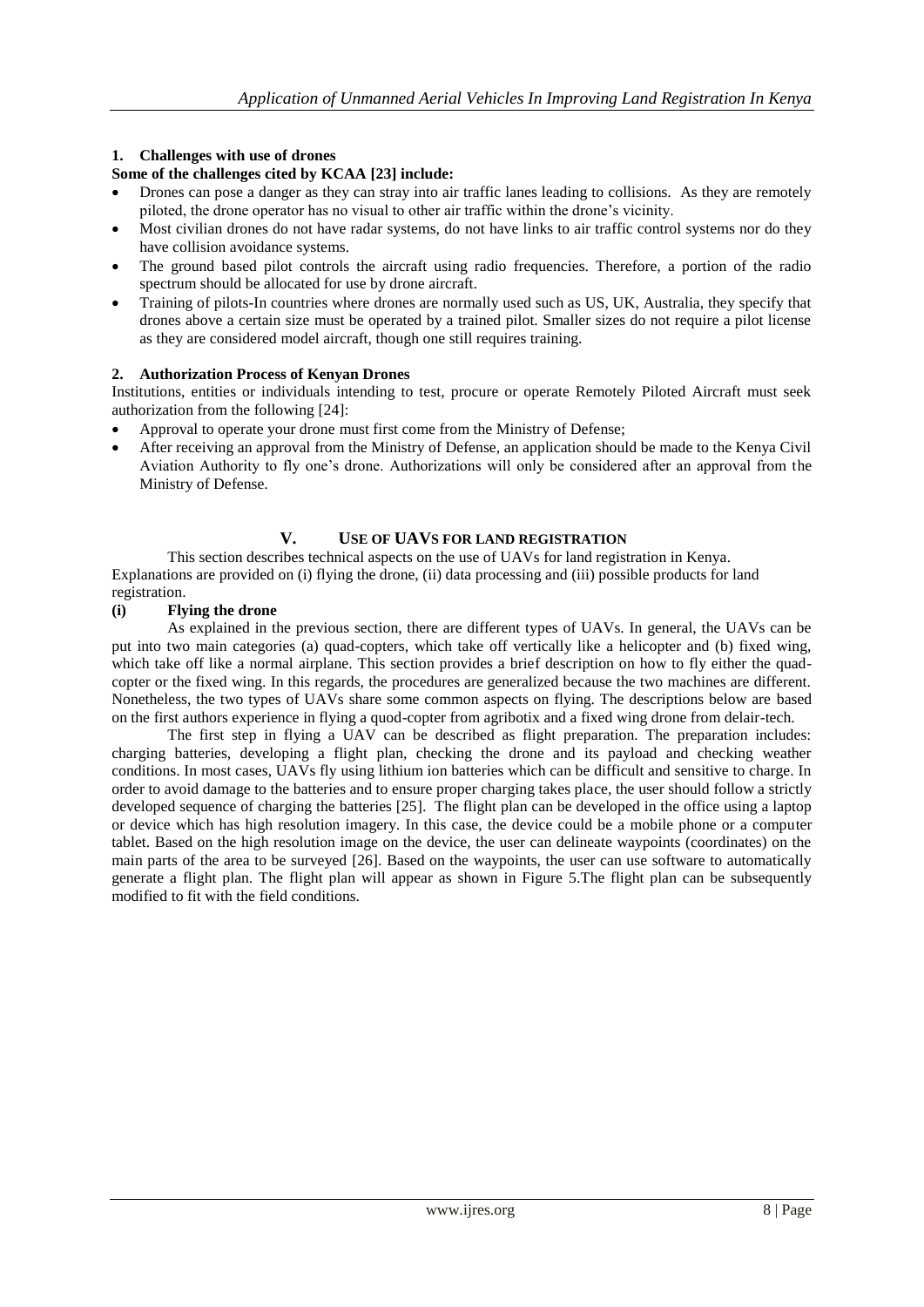### 1. Challenges with use of drones

**Some of the challenges cited by KCAA [23] include:**

- Drones can pose a danger as they can stray into air traffic lanes leading to collisions. As they are remotely piloted, the drone operator has no visual to other air traffic within the drone's vicinity.
- Most civilian drones do not have radar systems, do not have links to air traffic control systems nor do they have collision avoidance systems.
- The ground based pilot controls the aircraft using radio frequencies. Therefore, a portion of the radio spectrum should be allocated for use by drone aircraft.
- Training of pilots-In countries where drones are normally used such as US, UK, Australia, they specify that drones above a certain size must be operated by a trained pilot. Smaller sizes do not require a pilot license as they are considered model aircraft, though one still requires training.

### 2. Authorization Process of Kenyan Drones

Institutions, entities or individuals intending to test, procure or operate Remotely Piloted Aircraft must seek authorization from the following [24]:

- Approval to operate your drone must first come from the Ministry of Defense;
- After receiving an approval from the Ministry of Defense, an application should be made to the Kenya Civil Aviation Authority to fly one's drone. Authorizations will only be considered after an approval from the Ministry of Defense.

## V. USE OF UAVS FOR LAND REGISTRATION

This section describes technical aspects on the use of UAVs for land registration in Kenya. Explanations are provided on (i) flying the drone, (ii) data processing and (iii) possible products for land registration.

### (i) Flying the drone

As explained in the previous section, there are different types of UAVs. In general, the UAVs can be put into two main categories (a) quad-copters, which take off vertically like a helicopter and (b) fixed wing, which take off like a normal airplane. This section provides a brief description on how to fly either the quad-copter or the fixed wing. In this regards, the procedures are generalized because the two machines are different. Nonetheless, the two types of UAVs share some common aspects on flying. The descriptions below are based on the first authors experience in flying a quod-copter from agribotix and a fixed wing drone from delair-tech.

The first step in flying a UAV can be described as flight preparation. The preparation includes: charging batteries, developing a flight plan, checking the drone and its payload and checking weather conditions. In most cases, UAVs fly using lithium ion batteries which can be difficult and sensitive to charge. In order to avoid damage to the batteries and to ensure proper charging takes place, the user should follow a strictly developed sequence of charging the batteries [25]. The flight plan can be developed in the office using a laptop or device which has high resolution imagery. In this case, the device could be a mobile phone or a computer tablet. Based on the high resolution image on the device, the user can delineate waypoints (coordinates) on the main parts of the area to be surveyed [26]. Based on the waypoints, the user can use software to automatically generate a flight plan. The flight plan will appear as shown in Figure 5.The flight plan can be subsequently modified to fit with the field conditions.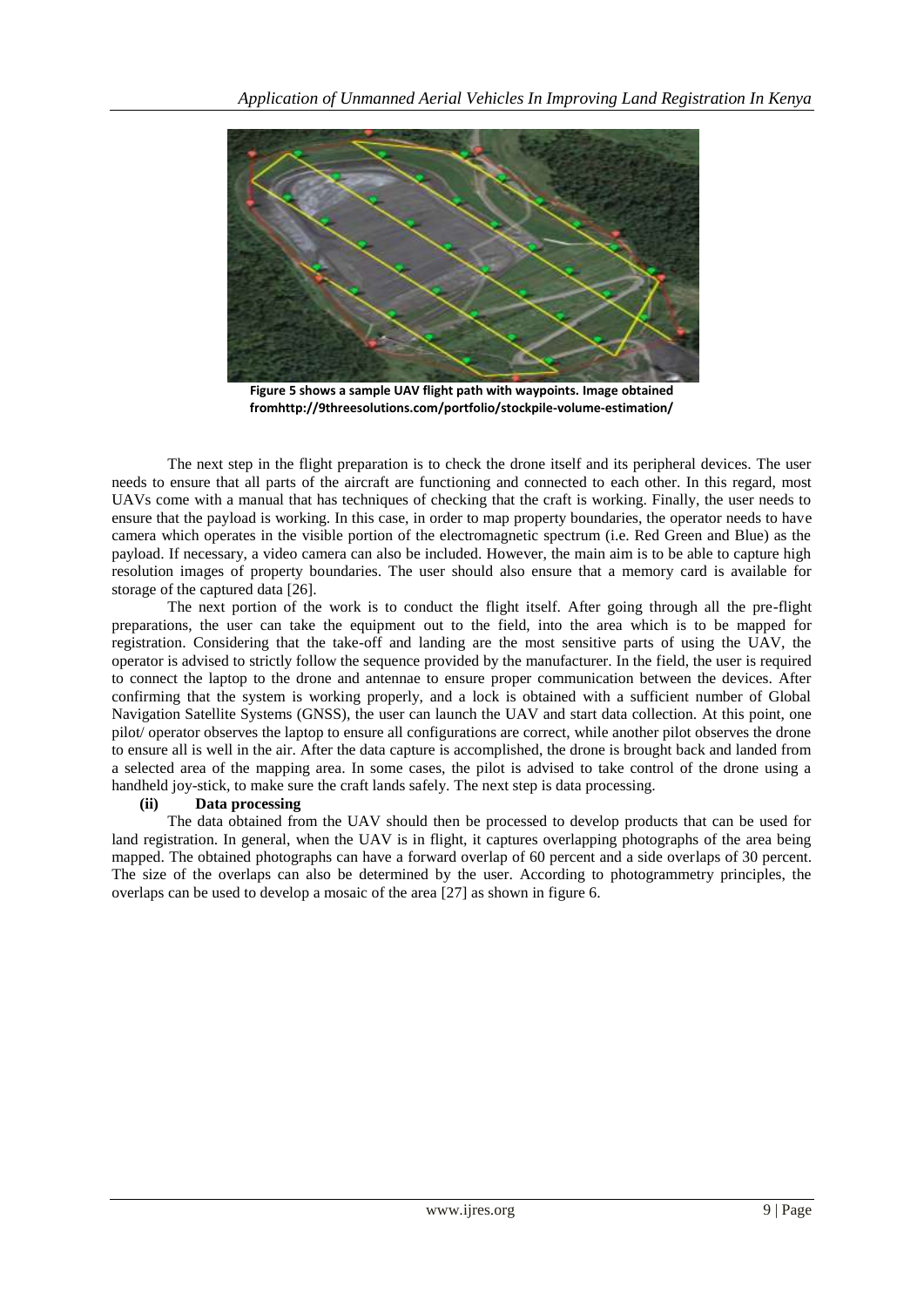Figure 5 shows a sample UAV flight path with waypoints. Image obtained fromhttp://9threesolutions.com/portfolio/stockpile-volume-estimation/

The next step in the flight preparation is to check the drone itself and its peripheral devices. The user needs to ensure that all parts of the aircraft are functioning and connected to each other. In this regard, most UAVs come with a manual that has techniques of checking that the craft is working. Finally, the user needs to ensure that the payload is working. In this case, in order to map property boundaries, the operator needs to have camera which operates in the visible portion of the electromagnetic spectrum (i.e. Red Green and Blue) as the payload. If necessary, a video camera can also be included. However, the main aim is to be able to capture high resolution images of property boundaries. The user should also ensure that a memory card is available for storage of the captured data [26].

The next portion of the work is to conduct the flight itself. After going through all the pre-flight preparations, the user can take the equipment out to the field, into the area which is to be mapped for registration. Considering that the take-off and landing are the most sensitive parts of using the UAV, the operator is advised to strictly follow the sequence provided by the manufacturer. In the field, the user is required to connect the laptop to the drone and antennae to ensure proper communication between the devices. After confirming that the system is working properly, and a lock is obtained with a sufficient number of Global Navigation Satellite Systems (GNSS), the user can launch the UAV and start data collection. At this point, one pilot/ operator observes the laptop to ensure all configurations are correct, while another pilot observes the drone to ensure all is well in the air. After the data capture is accomplished, the drone is brought back and landed from a selected area of the mapping area. In some cases, the pilot is advised to take control of the drone using a handheld joy-stick, to make sure the craft lands safely. The next step is data processing.

**(ii) Data processing**

The data obtained from the UAV should then be processed to develop products that can be used for land registration. In general, when the UAV is in flight, it captures overlapping photographs of the area being mapped. The obtained photographs can have a forward overlap of 60 percent and a side overlaps of 30 percent. The size of the overlaps can also be determined by the user. According to photogrammetry principles, the overlaps can be used to develop a mosaic of the area [27] as shown in figure 6.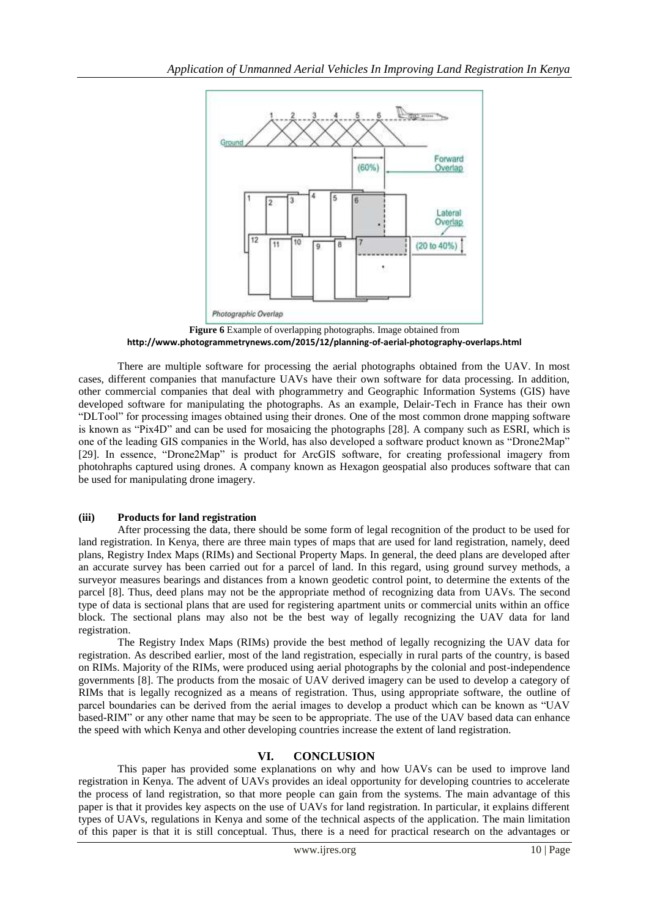**Figure 6** Example of overlapping photographs. Image obtained from **http://www.photogrammetrynews.com/2015/12/planning-of-aerial-photography-overlaps.html**

There are multiple software for processing the aerial photographs obtained from the UAV. In most cases, different companies that manufacture UAVs have their own software for data processing. In addition, other commercial companies that deal with phogrammetry and Geographic Information Systems (GIS) have developed software for manipulating the photographs. As an example, Delair-Tech in France has their own "DLTool" for processing images obtained using their drones. One of the most common drone mapping software is known as "Pix4D" and can be used for mosaicing the photographs [28]. A company such as ESRI, which is one of the leading GIS companies in the World, has also developed a software product known as "Drone2Map" [29]. In essence, "Drone2Map" is product for ArcGIS software, for creating professional imagery from photohraphs captured using drones. A company known as Hexagon geospatial also produces software that can be used for manipulating drone imagery.

**(iii) Products for land registration**

After processing the data, there should be some form of legal recognition of the product to be used for land registration. In Kenya, there are three main types of maps that are used for land registration, namely, deed plans, Registry Index Maps (RIMs) and Sectional Property Maps. In general, the deed plans are developed after an accurate survey has been carried out for a parcel of land. In this regard, using ground survey methods, a surveyor measures bearings and distances from a known geodetic control point, to determine the extents of the parcel [8]. Thus, deed plans may not be the appropriate method of recognizing data from UAVs. The second type of data is sectional plans that are used for registering apartment units or commercial units within an office block. The sectional plans may also not be the best way of legally recognizing the UAV data for land registration.

The Registry Index Maps (RIMs) provide the best method of legally recognizing the UAV data for registration. As described earlier, most of the land registration, especially in rural parts of the country, is based on RIMs. Majority of the RIMs, were produced using aerial photographs by the colonial and post-independence governments [8]. The products from the mosaic of UAV derived imagery can be used to develop a category of RIMs that is legally recognized as a means of registration. Thus, using appropriate software, the outline of parcel boundaries can be derived from the aerial images to develop a product which can be known as "UAV based-RIM" or any other name that may be seen to be appropriate. The use of the UAV based data can enhance the speed with which Kenya and other developing countries increase the extent of land registration.

## VI. CONCLUSION

This paper has provided some explanations on why and how UAVs can be used to improve land registration in Kenya. The advent of UAVs provides an ideal opportunity for developing countries to accelerate the process of land registration, so that more people can gain from the systems. The main advantage of this paper is that it provides key aspects on the use of UAVs for land registration. In particular, it explains different types of UAVs, regulations in Kenya and some of the technical aspects of the application. The main limitation of this paper is that it is still conceptual. Thus, there is a need for practical research on the advantages or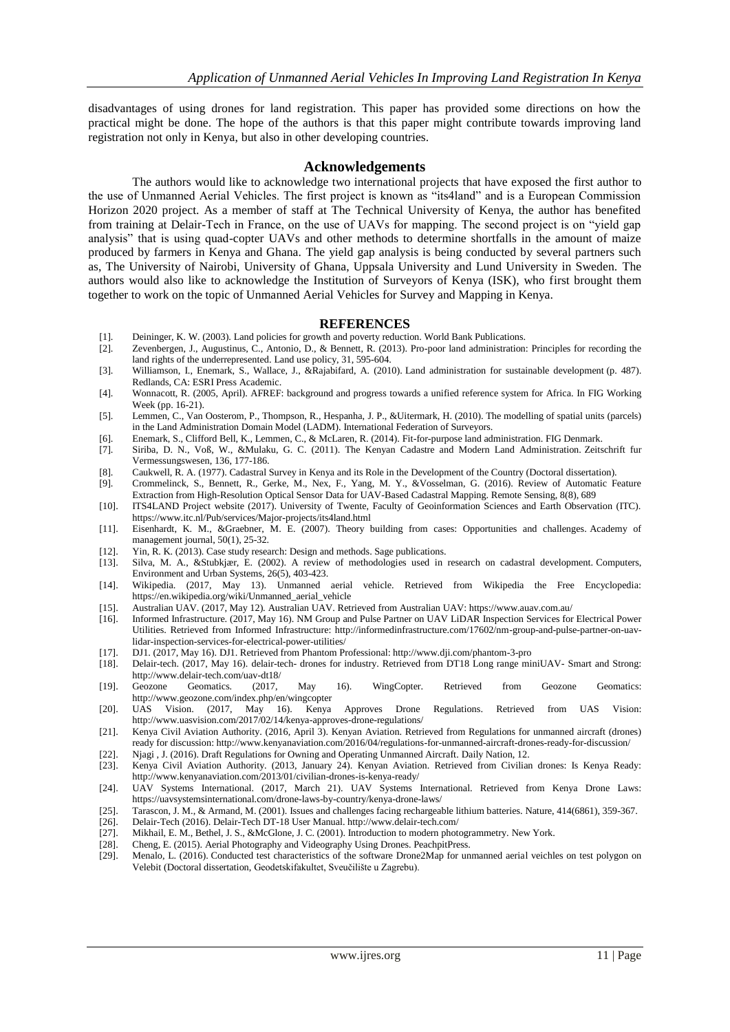disadvantages of using drones for land registration. This paper has provided some directions on how the practical might be done. The hope of the authors is that this paper might contribute towards improving land registration not only in Kenya, but also in other developing countries.

## Acknowledgements

The authors would like to acknowledge two international projects that have exposed the first author to the use of Unmanned Aerial Vehicles. The first project is known as "its4land" and is a European Commission Horizon 2020 project. As a member of staff at The Technical University of Kenya, the author has benefited from training at Delair-Tech in France, on the use of UAVs for mapping. The second project is on "yield gap analysis" that is using quad-copter UAVs and other methods to determine shortfalls in the amount of maize produced by farmers in Kenya and Ghana. The yield gap analysis is being conducted by several partners such as, The University of Nairobi, University of Ghana, Uppsala University and Lund University in Sweden. The authors would also like to acknowledge the Institution of Surveyors of Kenya (ISK), who first brought them together to work on the topic of Unmanned Aerial Vehicles for Survey and Mapping in Kenya.

## REFERENCES

[1]. Deininger, K. W. (2003). Land policies for growth and poverty reduction. World Bank Publications.

[2]. Zevenbergen, J., Augustinus, C., Antonio, D., & Bennett, R. (2013). Pro-poor land administration: Principles for recording the land rights of the underrepresented. Land use policy, 31, 595-604.

[3]. Williamson, I., Enemark, S., Wallace, J., &Rajabifard, A. (2010). Land administration for sustainable development (p. 487). Redlands, CA: ESRI Press Academic.

[4]. Wonnacott, R. (2005, April). AFREF: background and progress towards a unified reference system for Africa. In FIG Working Week (pp. 16-21).

[5]. Lemmen, C., Van Oosterom, P., Thompson, R., Hespanha, J. P., &Uitermark, H. (2010). The modelling of spatial units (parcels) in the Land Administration Domain Model (LADM). International Federation of Surveyors.

[6]. Enemark, S., Clifford Bell, K., Lemmen, C., & McLaren, R. (2014). Fit-for-purpose land administration. FIG Denmark.

[7]. Siriba, D. N., Voß, W., &Mulaku, G. C. (2011). The Kenyan Cadastre and Modern Land Administration. Zeitschrift fur Vermessungswesen, 136, 177-186.

[8]. Caukwell, R. A. (1977). Cadastral Survey in Kenya and its Role in the Development of the Country (Doctoral dissertation).

[9]. Crommelinck, S., Bennett, R., Gerke, M., Nex, F., Yang, M. Y., &Vosselman, G. (2016). Review of Automatic Feature Extraction from High-Resolution Optical Sensor Data for UAV-Based Cadastral Mapping. Remote Sensing, 8(8), 689

[10]. ITS4LAND Project website (2017). University of Twente, Faculty of Geoinformation Sciences and Earth Observation (ITC). https://www.itc.nl/Pub/services/Major-projects/its4land.html

[11]. Eisenhardt, K. M., &Graebner, M. E. (2007). Theory building from cases: Opportunities and challenges. Academy of management journal, 50(1), 25-32.

[12]. Yin, R. K. (2013). Case study research: Design and methods. Sage publications.

[13]. Silva, M. A., &Stubkjær, E. (2002). A review of methodologies used in research on cadastral development. Computers, Environment and Urban Systems, 26(5), 403-423.

[14]. Wikipedia. (2017, May 13). Unmanned aerial vehicle. Retrieved from Wikipedia the Free Encyclopedia: https://en.wikipedia.org/wiki/Unmanned_aerial_vehicle

[15]. Australian UAV. (2017, May 12). Australian UAV. Retrieved from Australian UAV: https://www.auav.com.au/

[16]. Informed Infrastructure. (2017, May 16). NM Group and Pulse Partner on UAV LiDAR Inspection Services for Electrical Power Utilities. Retrieved from Informed Infrastructure: http://informedinfrastructure.com/17602/nm-group-and-pulse-partner-on-uav-lidar-inspection-services-for-electrical-power-utilities/

[17]. DJ1. (2017, May 16). DJ1. Retrieved from Phantom Professional: http://www.dji.com/phantom-3-pro

[18]. Delair-tech. (2017, May 16). delair-tech- drones for industry. Retrieved from DT18 Long range miniUAV- Smart and Strong: http://www.delair-tech.com/uav-dt18/

[19]. Geozone Geomatics. (2017, May 16). WingCopter. Retrieved from Geozone Geomatics: http://www.geozone.com/index.php/en/wingcopter

[20]. UAS Vision. (2017, May 16). Kenya Approves Drone Regulations. Retrieved from UAS Vision: http://www.uasvision.com/2017/02/14/kenya-approves-drone-regulations/

[21]. Kenya Civil Aviation Authority. (2016, April 3). Kenyan Aviation. Retrieved from Regulations for unmanned aircraft (drones) ready for discussion: http://www.kenyanaviation.com/2016/04/regulations-for-unmanned-aircraft-drones-ready-for-discussion/

[22]. Njagi , J. (2016). Draft Regulations for Owning and Operating Unmanned Aircraft. Daily Nation, 12.

[23]. Kenya Civil Aviation Authority. (2013, January 24). Kenyan Aviation. Retrieved from Civilian drones: Is Kenya Ready: http://www.kenyanaviation.com/2013/01/civilian-drones-is-kenya-ready/

[24]. UAV Systems International. (2017, March 21). UAV Systems International. Retrieved from Kenya Drone Laws: https://uavsystemsinternational.com/drone-laws-by-country/kenya-drone-laws/

[25]. Tarascon, J. M., & Armand, M. (2001). Issues and challenges facing rechargeable lithium batteries. Nature, 414(6861), 359-367.

[26]. Delair-Tech (2016). Delair-Tech DT-18 User Manual. http://www.delair-tech.com/

[27]. Mikhail, E. M., Bethel, J. S., &McGlone, J. C. (2001). Introduction to modern photogrammetry. New York.

[28]. Cheng, E. (2015). Aerial Photography and Videography Using Drones. PeachpitPress.

[29]. Menalo, L. (2016). Conducted test characteristics of the software Drone2Map for unmanned aerial veichles on test polygon on Velebit (Doctoral dissertation, Geodetskifakultet, Sveučilište u Zagrebu).